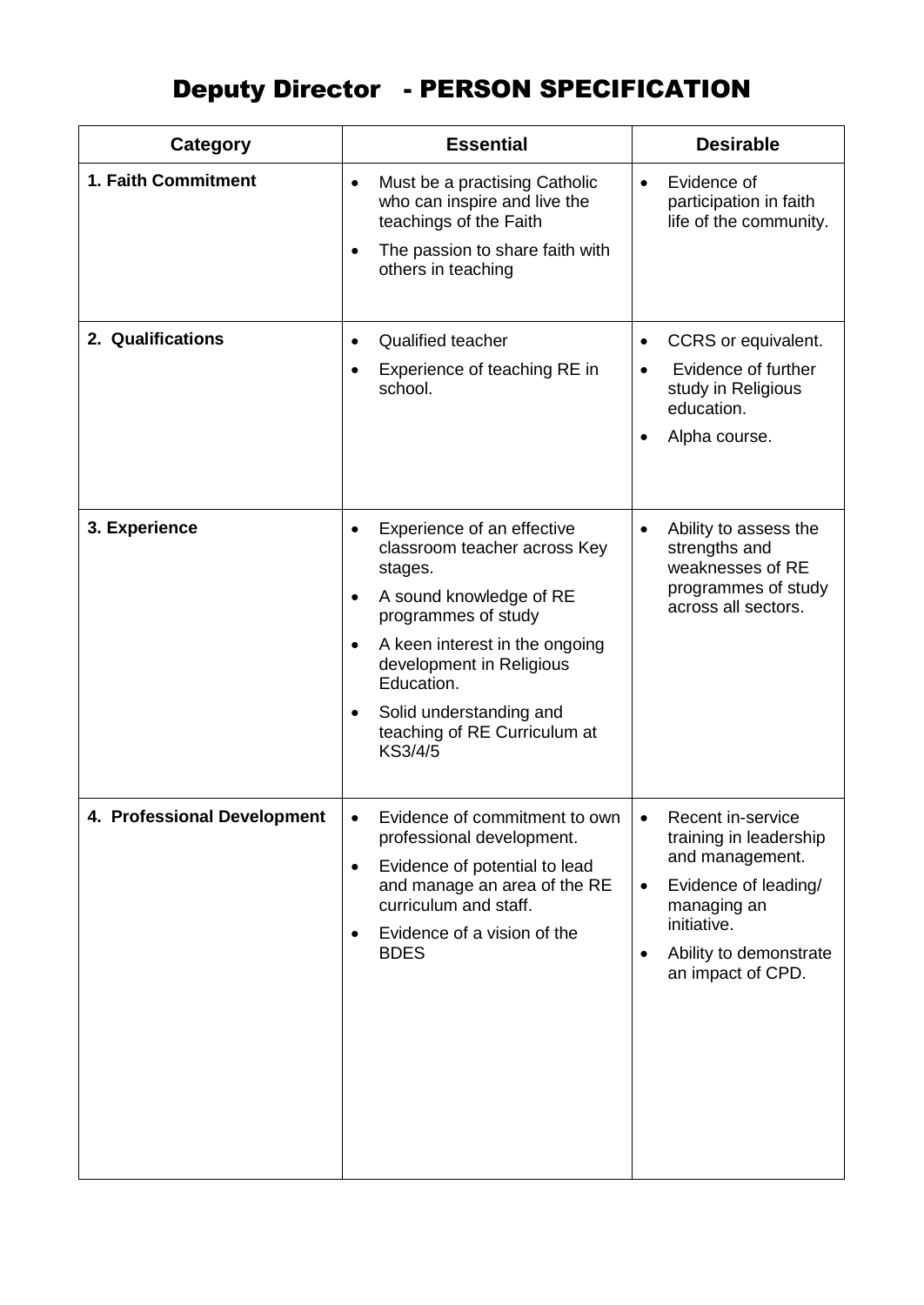# Deputy Director - PERSON SPECIFICATION

| Category | Essential | Desirable |
| --- | --- | --- |
| **1. Faith Commitment** | • Must be a practising Catholic who can inspire and live the teachings of the Faith<br>• The passion to share faith with others in teaching | • Evidence of participation in faith life of the community. |
| **2. Qualifications** | • Qualified teacher<br>• Experience of teaching RE in school. | • CCRS or equivalent.<br>• Evidence of further study in Religious education.<br>• Alpha course. |
| **3. Experience** | • Experience of an effective classroom teacher across Key stages.<br>• A sound knowledge of RE programmes of study<br>• A keen interest in the ongoing development in Religious Education.<br>• Solid understanding and teaching of RE Curriculum at KS3/4/5 | • Ability to assess the strengths and weaknesses of RE programmes of study across all sectors. |
| **4. Professional Development** | • Evidence of commitment to own professional development.<br>• Evidence of potential to lead and manage an area of the RE curriculum and staff.<br>• Evidence of a vision of the BDES | • Recent in-service training in leadership and management.<br>• Evidence of leading/ managing an initiative.<br>• Ability to demonstrate an impact of CPD. |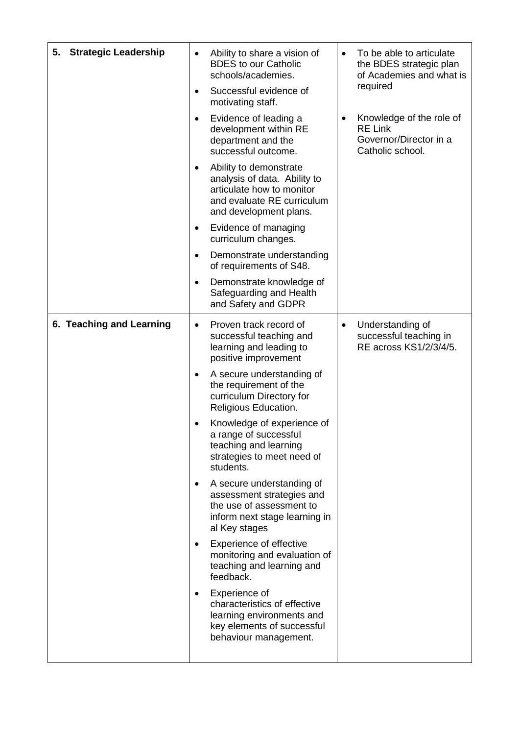| | | |
|---|---|---|
| **5. Strategic Leadership** | • Ability to share a vision of BDES to our Catholic schools/academies.<br>• Successful evidence of motivating staff.<br>• Evidence of leading a development within RE department and the successful outcome.<br>• Ability to demonstrate analysis of data. Ability to articulate how to monitor and evaluate RE curriculum and development plans.<br>• Evidence of managing curriculum changes.<br>• Demonstrate understanding of requirements of S48.<br>• Demonstrate knowledge of Safeguarding and Health and Safety and GDPR | • To be able to articulate the BDES strategic plan of Academies and what is required<br>• Knowledge of the role of RE Link Governor/Director in a Catholic school. |
| **6. Teaching and Learning** | • Proven track record of successful teaching and learning and leading to positive improvement<br>• A secure understanding of the requirement of the curriculum Directory for Religious Education.<br>• Knowledge of experience of a range of successful teaching and learning strategies to meet need of students.<br>• A secure understanding of assessment strategies and the use of assessment to inform next stage learning in al Key stages<br>• Experience of effective monitoring and evaluation of teaching and learning and feedback.<br>• Experience of characteristics of effective learning environments and key elements of successful behaviour management. | • Understanding of successful teaching in RE across KS1/2/3/4/5. |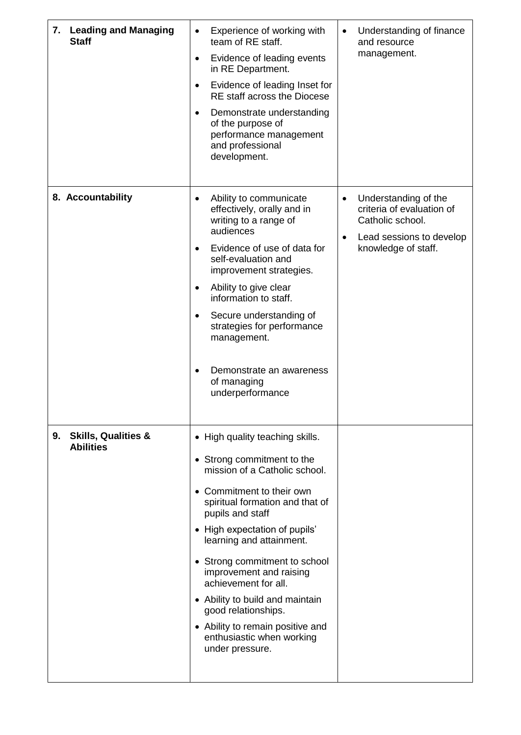| | | |
|---|---|---|
| **7. Leading and Managing Staff** | • Experience of working with team of RE staff.<br>• Evidence of leading events in RE Department.<br>• Evidence of leading Inset for RE staff across the Diocese<br>• Demonstrate understanding of the purpose of performance management and professional development. | • Understanding of finance and resource management. |
| **8. Accountability** | • Ability to communicate effectively, orally and in writing to a range of audiences<br>• Evidence of use of data for self-evaluation and improvement strategies.<br>• Ability to give clear information to staff.<br>• Secure understanding of strategies for performance management.<br>• Demonstrate an awareness of managing underperformance | • Understanding of the criteria of evaluation of Catholic school.<br>• Lead sessions to develop knowledge of staff. |
| **9. Skills, Qualities & Abilities** | • High quality teaching skills.<br>• Strong commitment to the mission of a Catholic school.<br>• Commitment to their own spiritual formation and that of pupils and staff<br>• High expectation of pupils' learning and attainment.<br>• Strong commitment to school improvement and raising achievement for all.<br>• Ability to build and maintain good relationships.<br>• Ability to remain positive and enthusiastic when working under pressure. | |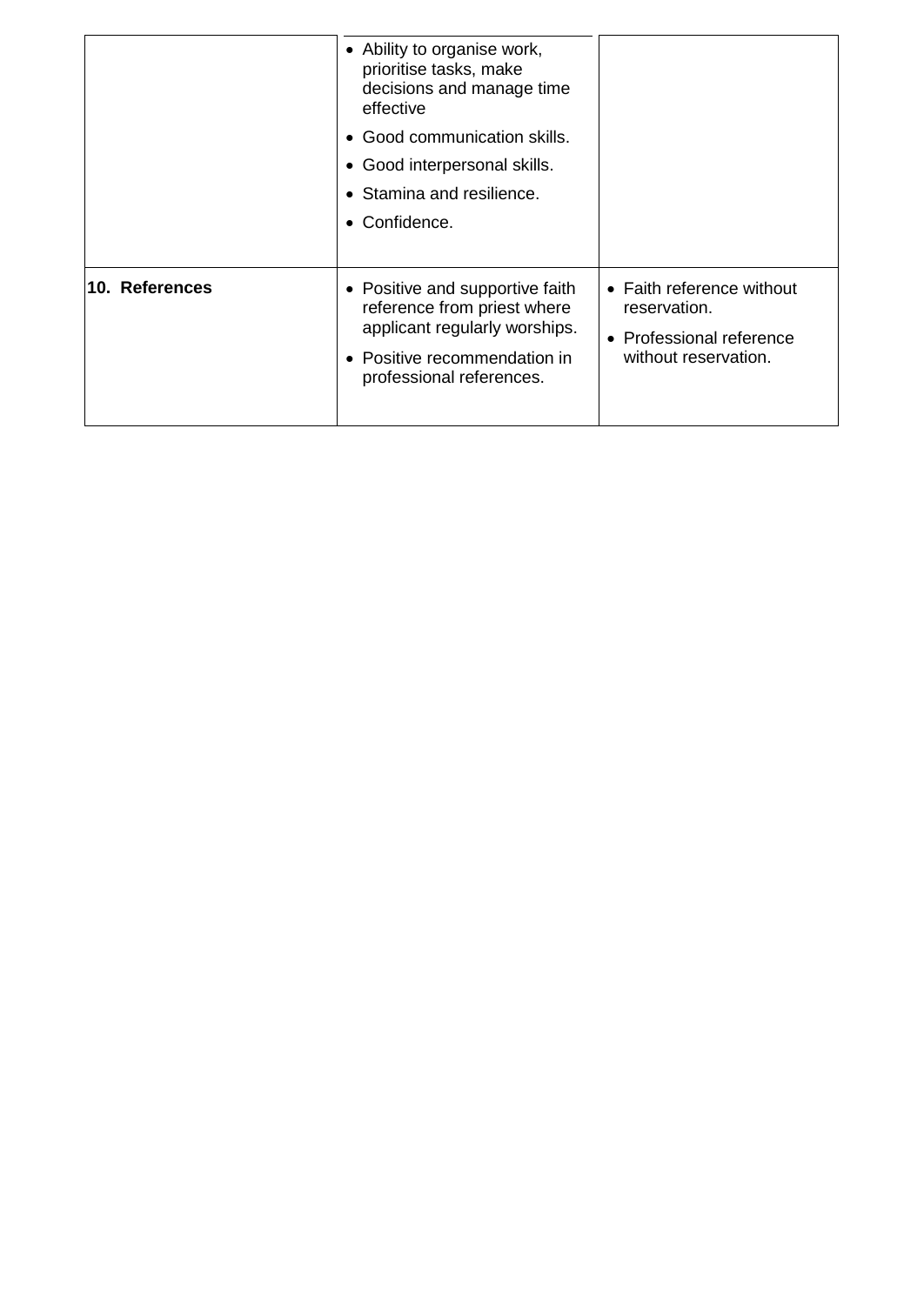| | | |
|---|---|---|
| | • Ability to organise work, prioritise tasks, make decisions and manage time effective<br>• Good communication skills.<br>• Good interpersonal skills.<br>• Stamina and resilience.<br>• Confidence. | |
| **10. References** | • Positive and supportive faith reference from priest where applicant regularly worships.<br>• Positive recommendation in professional references. | • Faith reference without reservation.<br>• Professional reference without reservation. |